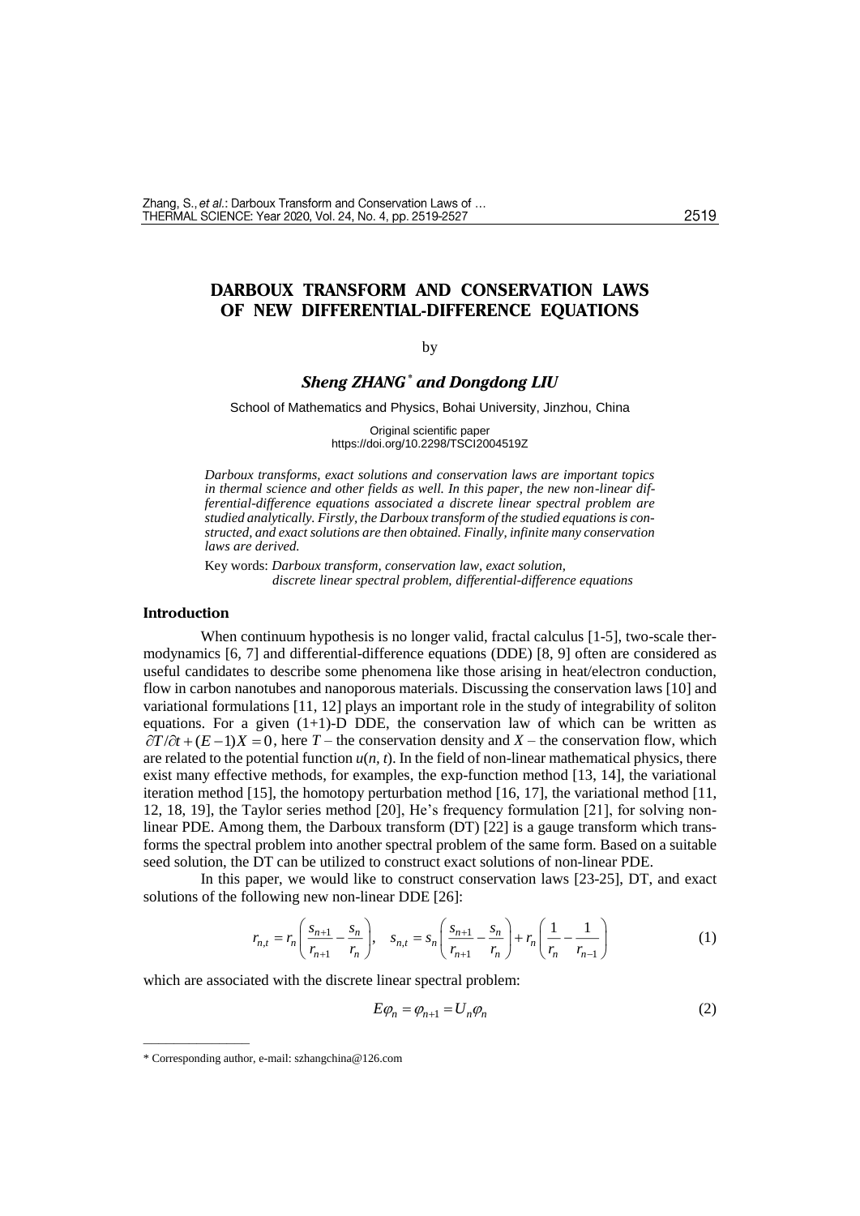# DARBOUX TRANSFORM AND CONSERVATION LAWS OF NEW DIFFERENTIAL-DIFFERENCE EQUATIONS

by

***Sheng ZHANG*** [*] ***and Dongdong LIU***

School of Mathematics and Physics, Bohai University, Jinzhou, China

Original scientific paper
https://doi.org/10.2298/TSCI2004519Z

*Darboux transforms, exact solutions and conservation laws are important topics in thermal science and other fields as well. In this paper, the new non-linear differential-difference equations associated a discrete linear spectral problem are studied analytically. Firstly, the Darboux transform of the studied equations is constructed, and exact solutions are then obtained. Finally, infinite many conservation laws are derived.*

Key words: *Darboux transform, conservation law, exact solution, discrete linear spectral problem, differential-difference equations*

## Introduction

When continuum hypothesis is no longer valid, fractal calculus [1-5], two-scale thermodynamics [6, 7] and differential-difference equations (DDE) [8, 9] often are considered as useful candidates to describe some phenomena like those arising in heat/electron conduction, flow in carbon nanotubes and nanoporous materials. Discussing the conservation laws [10] and variational formulations [11, 12] plays an important role in the study of integrability of soliton equations. For a given (1+1)-D DDE, the conservation law of which can be written as $\partial T/\partial t + (E-1)X = 0$, here $T$ – the conservation density and $X$ – the conservation flow, which are related to the potential function $u(n, t)$. In the field of non-linear mathematical physics, there exist many effective methods, for examples, the exp-function method [13, 14], the variational iteration method [15], the homotopy perturbation method [16, 17], the variational method [11, 12, 18, 19], the Taylor series method [20], He's frequency formulation [21], for solving non-linear PDE. Among them, the Darboux transform (DT) [22] is a gauge transform which transforms the spectral problem into another spectral problem of the same form. Based on a suitable seed solution, the DT can be utilized to construct exact solutions of non-linear PDE.

In this paper, we would like to construct conservation laws [23-25], DT, and exact solutions of the following new non-linear DDE [26]:

$$r_{n,t} = r_n\left(\frac{s_{n+1}}{r_{n+1}} - \frac{s_n}{r_n}\right), \quad s_{n,t} = s_n\left(\frac{s_{n+1}}{r_{n+1}} - \frac{s_n}{r_n}\right) + r_n\left(\frac{1}{r_n} - \frac{1}{r_{n-1}}\right) \tag{1}$$

which are associated with the discrete linear spectral problem:

$$E\varphi_n = \varphi_{n+1} = U_n\varphi_n \tag{2}$$

---

\* Corresponding author, e-mail: szhangchina@126.com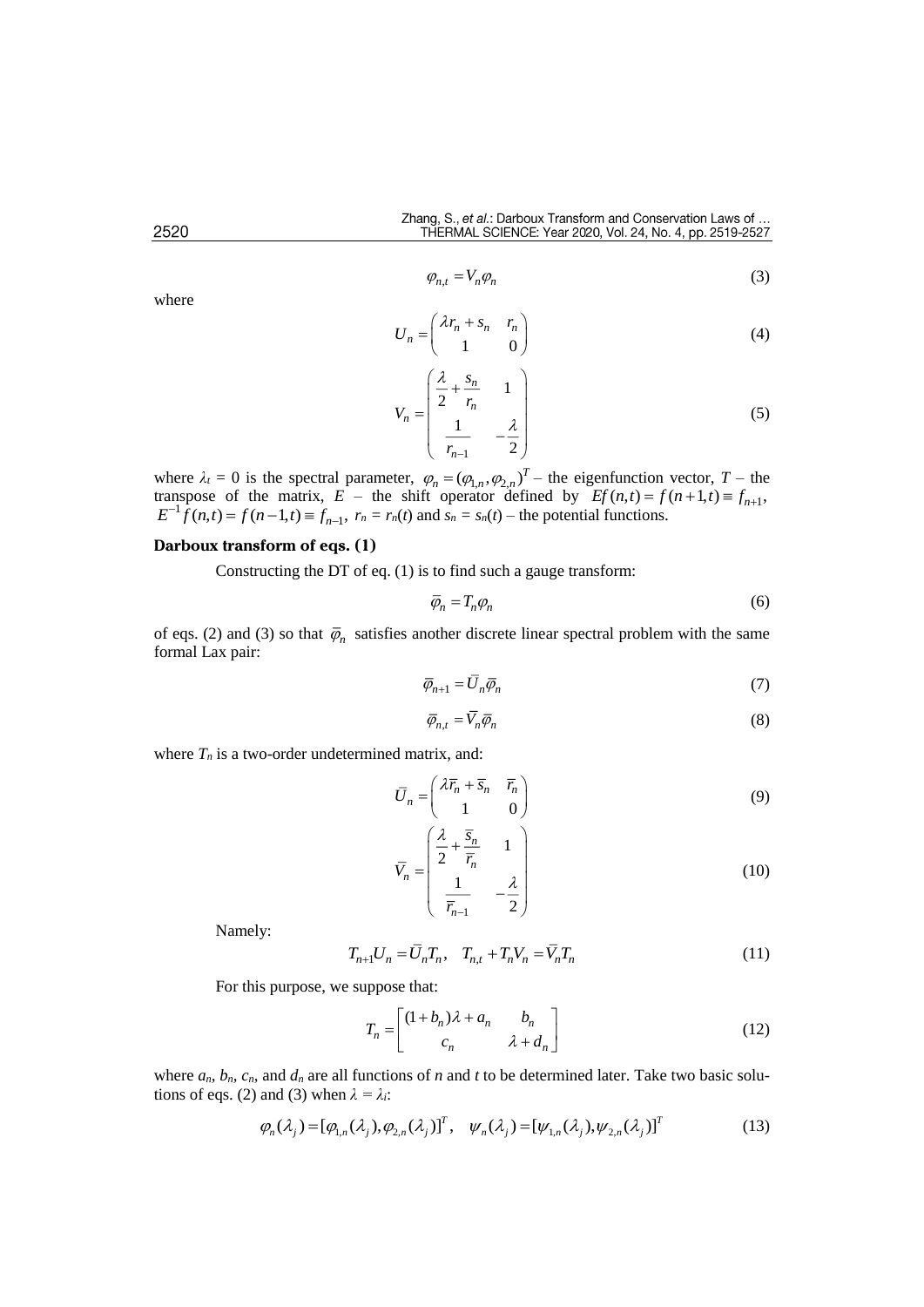$$\varphi_{n,t} = V_n \varphi_n \tag{3}$$

where

$$U_n = \begin{pmatrix} \lambda r_n + s_n & r_n \\ 1 & 0 \end{pmatrix} \tag{4}$$

$$V_n = \begin{pmatrix} \dfrac{\lambda}{2} + \dfrac{s_n}{r_n} & 1 \\ \dfrac{1}{r_{n-1}} & -\dfrac{\lambda}{2} \end{pmatrix} \tag{5}$$

where $\lambda_t = 0$ is the spectral parameter, $\varphi_n = (\varphi_{1,n}, \varphi_{2,n})^T$ – the eigenfunction vector, $T$ – the transpose of the matrix, $E$ – the shift operator defined by $Ef(n,t) = f(n+1,t) \equiv f_{n+1}$, $E^{-1}f(n,t) = f(n-1,t) \equiv f_{n-1}$, $r_n = r_n(t)$ and $s_n = s_n(t)$ – the potential functions.

## Darboux transform of eqs. (1)

Constructing the DT of eq. (1) is to find such a gauge transform:

$$\bar{\varphi}_n = T_n \varphi_n \tag{6}$$

of eqs. (2) and (3) so that $\bar{\varphi}_n$ satisfies another discrete linear spectral problem with the same formal Lax pair:

$$\bar{\varphi}_{n+1} = \bar{U}_n \bar{\varphi}_n \tag{7}$$

$$\bar{\varphi}_{n,t} = \bar{V}_n \bar{\varphi}_n \tag{8}$$

where $T_n$ is a two-order undetermined matrix, and:

$$\bar{U}_n = \begin{pmatrix} \lambda \bar{r}_n + \bar{s}_n & \bar{r}_n \\ 1 & 0 \end{pmatrix} \tag{9}$$

$$\bar{V}_n = \begin{pmatrix} \dfrac{\lambda}{2} + \dfrac{\bar{s}_n}{\bar{r}_n} & 1 \\ \dfrac{1}{\bar{r}_{n-1}} & -\dfrac{\lambda}{2} \end{pmatrix} \tag{10}$$

Namely:

$$T_{n+1} U_n = \bar{U}_n T_n, \quad T_{n,t} + T_n V_n = \bar{V}_n T_n \tag{11}$$

For this purpose, we suppose that:

$$T_n = \begin{bmatrix} (1+b_n)\lambda + a_n & b_n \\ c_n & \lambda + d_n \end{bmatrix} \tag{12}$$

where $a_n$, $b_n$, $c_n$, and $d_n$ are all functions of $n$ and $t$ to be determined later. Take two basic solutions of eqs. (2) and (3) when $\lambda = \lambda_i$:

$$\varphi_n(\lambda_j) = [\varphi_{1,n}(\lambda_j), \varphi_{2,n}(\lambda_j)]^T, \quad \psi_n(\lambda_j) = [\psi_{1,n}(\lambda_j), \psi_{2,n}(\lambda_j)]^T \tag{13}$$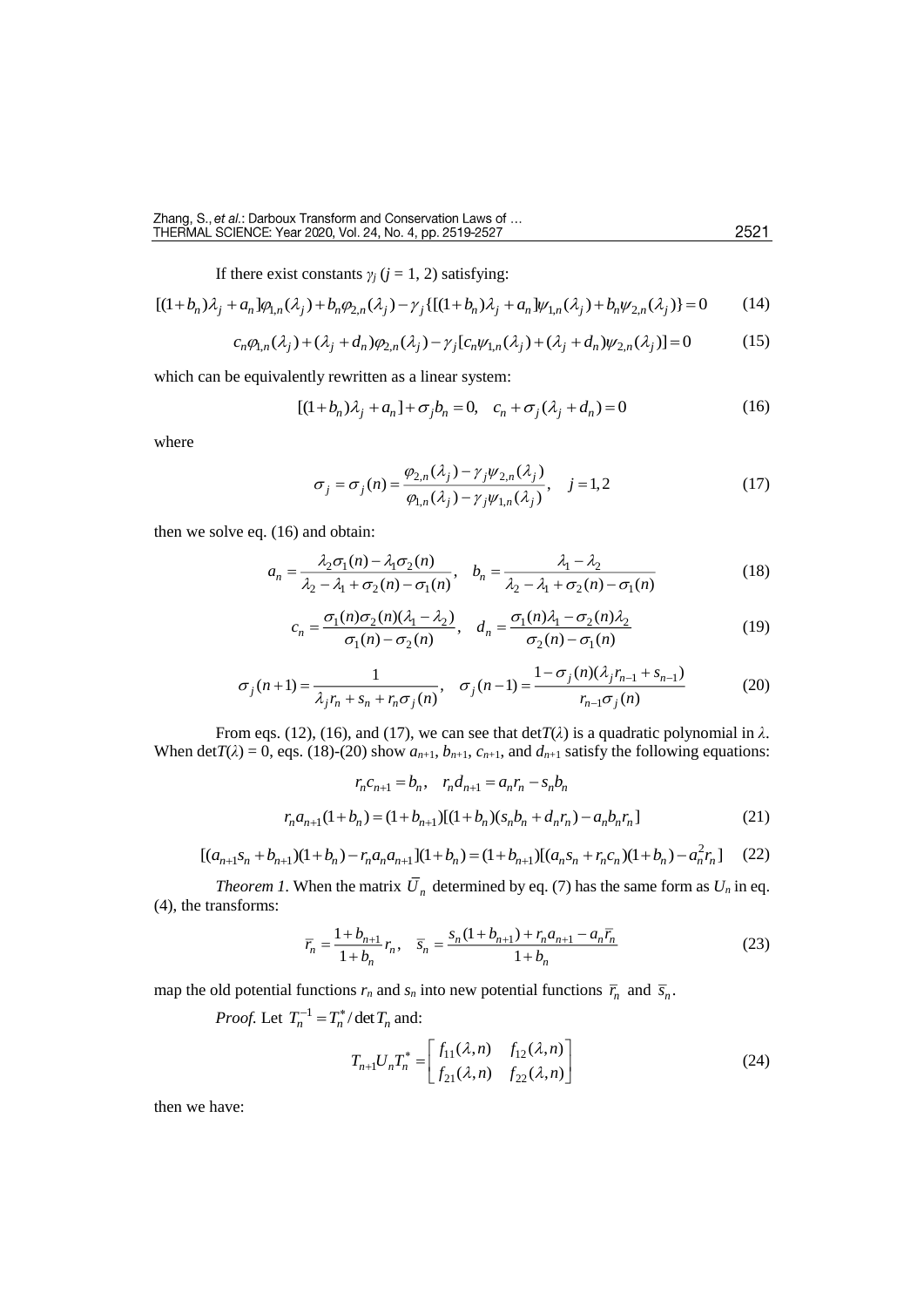If there exist constants $\gamma_j$ ($j$ = 1, 2) satisfying:

$$[(1+b_n)\lambda_j + a_n]\varphi_{1,n}(\lambda_j) + b_n\varphi_{2,n}(\lambda_j) - \gamma_j\{[(1+b_n)\lambda_j + a_n]\psi_{1,n}(\lambda_j) + b_n\psi_{2,n}(\lambda_j)\} = 0 \tag{14}$$

$$c_n\varphi_{1,n}(\lambda_j) + (\lambda_j + d_n)\varphi_{2,n}(\lambda_j) - \gamma_j[c_n\psi_{1,n}(\lambda_j) + (\lambda_j + d_n)\psi_{2,n}(\lambda_j)] = 0 \tag{15}$$

which can be equivalently rewritten as a linear system:

$$[(1+b_n)\lambda_j + a_n] + \sigma_j b_n = 0, \quad c_n + \sigma_j(\lambda_j + d_n) = 0 \tag{16}$$

where

$$\sigma_j = \sigma_j(n) = \frac{\varphi_{2,n}(\lambda_j) - \gamma_j\psi_{2,n}(\lambda_j)}{\varphi_{1,n}(\lambda_j) - \gamma_j\psi_{1,n}(\lambda_j)}, \quad j = 1, 2 \tag{17}$$

then we solve eq. (16) and obtain:

$$a_n = \frac{\lambda_2\sigma_1(n) - \lambda_1\sigma_2(n)}{\lambda_2 - \lambda_1 + \sigma_2(n) - \sigma_1(n)}, \quad b_n = \frac{\lambda_1 - \lambda_2}{\lambda_2 - \lambda_1 + \sigma_2(n) - \sigma_1(n)} \tag{18}$$

$$c_n = \frac{\sigma_1(n)\sigma_2(n)(\lambda_1 - \lambda_2)}{\sigma_1(n) - \sigma_2(n)}, \quad d_n = \frac{\sigma_1(n)\lambda_1 - \sigma_2(n)\lambda_2}{\sigma_2(n) - \sigma_1(n)} \tag{19}$$

$$\sigma_j(n+1) = \frac{1}{\lambda_j r_n + s_n + r_n\sigma_j(n)}, \quad \sigma_j(n-1) = \frac{1 - \sigma_j(n)(\lambda_j r_{n-1} + s_{n-1})}{r_{n-1}\sigma_j(n)} \tag{20}$$

From eqs. (12), (16), and (17), we can see that $\det T(\lambda)$ is a quadratic polynomial in $\lambda$. When $\det T(\lambda) = 0$, eqs. (18)-(20) show $a_{n+1}$, $b_{n+1}$, $c_{n+1}$, and $d_{n+1}$ satisfy the following equations:

$$r_n c_{n+1} = b_n, \quad r_n d_{n+1} = a_n r_n - s_n b_n$$

$$r_n a_{n+1}(1+b_n) = (1+b_{n+1})[(1+b_n)(s_n b_n + d_n r_n) - a_n b_n r_n] \tag{21}$$

$$[(a_{n+1}s_n + b_{n+1})(1+b_n) - r_n a_n a_{n+1}](1+b_n) = (1+b_{n+1})[(a_n s_n + r_n c_n)(1+b_n) - a_n^2 r_n] \tag{22}$$

*Theorem 1*. When the matrix $\bar{U}_n$ determined by eq. (7) has the same form as $U_n$ in eq. (4), the transforms:

$$\bar{r}_n = \frac{1+b_{n+1}}{1+b_n}r_n, \quad \bar{s}_n = \frac{s_n(1+b_{n+1}) + r_n a_{n+1} - a_n\bar{r}_n}{1+b_n} \tag{23}$$

map the old potential functions $r_n$ and $s_n$ into new potential functions $\bar{r}_n$ and $\bar{s}_n$.

*Proof.* Let $T_n^{-1} = T_n^*/\det T_n$ and:

$$T_{n+1}U_n T_n^* = \begin{bmatrix} f_{11}(\lambda, n) & f_{12}(\lambda, n) \\ f_{21}(\lambda, n) & f_{22}(\lambda, n) \end{bmatrix} \tag{24}$$

then we have: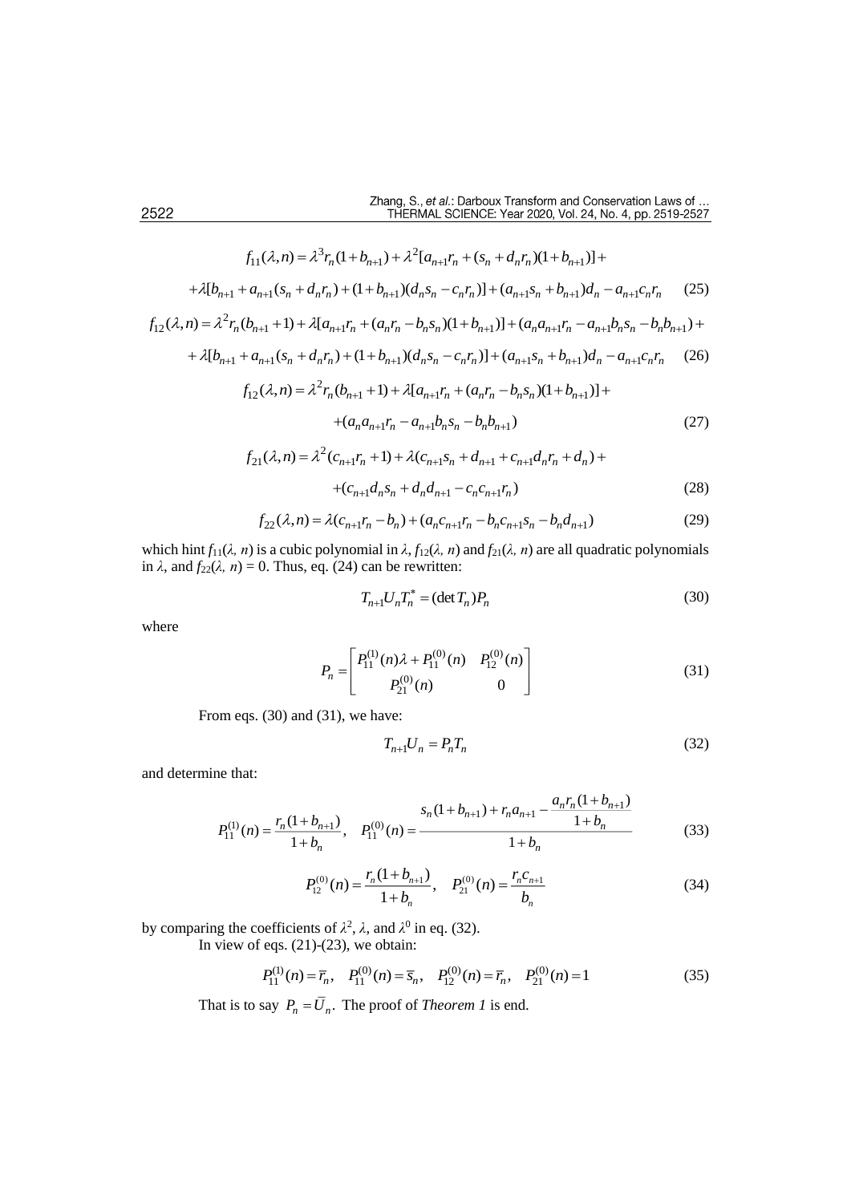$$f_{11}(\lambda, n) = \lambda^3 r_n(1+b_{n+1}) + \lambda^2[a_{n+1}r_n + (s_n + d_n r_n)(1+b_{n+1})] +$$

$$+\lambda[b_{n+1} + a_{n+1}(s_n + d_n r_n) + (1+b_{n+1})(d_n s_n - c_n r_n)] + (a_{n+1}s_n + b_{n+1})d_n - a_{n+1}c_n r_n \tag{25}$$

$$f_{12}(\lambda, n) = \lambda^2 r_n(b_{n+1}+1) + \lambda[a_{n+1}r_n + (a_n r_n - b_n s_n)(1+b_{n+1})] + (a_n a_{n+1} r_n - a_{n+1}b_n s_n - b_n b_{n+1}) +$$

$$+\lambda[b_{n+1} + a_{n+1}(s_n + d_n r_n) + (1+b_{n+1})(d_n s_n - c_n r_n)] + (a_{n+1}s_n + b_{n+1})d_n - a_{n+1}c_n r_n \tag{26}$$

$$f_{12}(\lambda, n) = \lambda^2 r_n(b_{n+1}+1) + \lambda[a_{n+1}r_n + (a_n r_n - b_n s_n)(1+b_{n+1})] +$$

$$+(a_n a_{n+1} r_n - a_{n+1}b_n s_n - b_n b_{n+1}) \tag{27}$$

$$f_{21}(\lambda, n) = \lambda^2(c_{n+1}r_n + 1) + \lambda(c_{n+1}s_n + d_{n+1} + c_{n+1}d_n r_n + d_n) +$$

$$+(c_{n+1}d_n s_n + d_n d_{n+1} - c_n c_{n+1} r_n) \tag{28}$$

$$f_{22}(\lambda, n) = \lambda(c_{n+1}r_n - b_n) + (a_n c_{n+1} r_n - b_n c_{n+1} s_n - b_n d_{n+1}) \tag{29}$$

which hint $f_{11}(\lambda, n)$ is a cubic polynomial in $\lambda$, $f_{12}(\lambda, n)$ and $f_{21}(\lambda, n)$ are all quadratic polynomials in $\lambda$, and $f_{22}(\lambda, n) = 0$. Thus, eq. (24) can be rewritten:

$$T_{n+1}U_n T_n^* = (\det T_n)P_n \tag{30}$$

where

$$P_n = \begin{bmatrix} P_{11}^{(1)}(n)\lambda + P_{11}^{(0)}(n) & P_{12}^{(0)}(n) \\ P_{21}^{(0)}(n) & 0 \end{bmatrix} \tag{31}$$

From eqs. (30) and (31), we have:

$$T_{n+1}U_n = P_n T_n \tag{32}$$

and determine that:

$$P_{11}^{(1)}(n) = \frac{r_n(1+b_{n+1})}{1+b_n}, \quad P_{11}^{(0)}(n) = \frac{s_n(1+b_{n+1}) + r_n a_{n+1} - \dfrac{a_n r_n(1+b_{n+1})}{1+b_n}}{1+b_n} \tag{33}$$

$$P_{12}^{(0)}(n) = \frac{r_n(1+b_{n+1})}{1+b_n}, \quad P_{21}^{(0)}(n) = \frac{r_n c_{n+1}}{b_n} \tag{34}$$

by comparing the coefficients of $\lambda^2$, $\lambda$, and $\lambda^0$ in eq. (32).

In view of eqs. (21)-(23), we obtain:

$$P_{11}^{(1)}(n) = \bar{r}_n, \quad P_{11}^{(0)}(n) = \bar{s}_n, \quad P_{12}^{(0)}(n) = \bar{r}_n, \quad P_{21}^{(0)}(n) = 1 \tag{35}$$

That is to say $P_n = \bar{U}_n$. The proof of *Theorem 1* is end.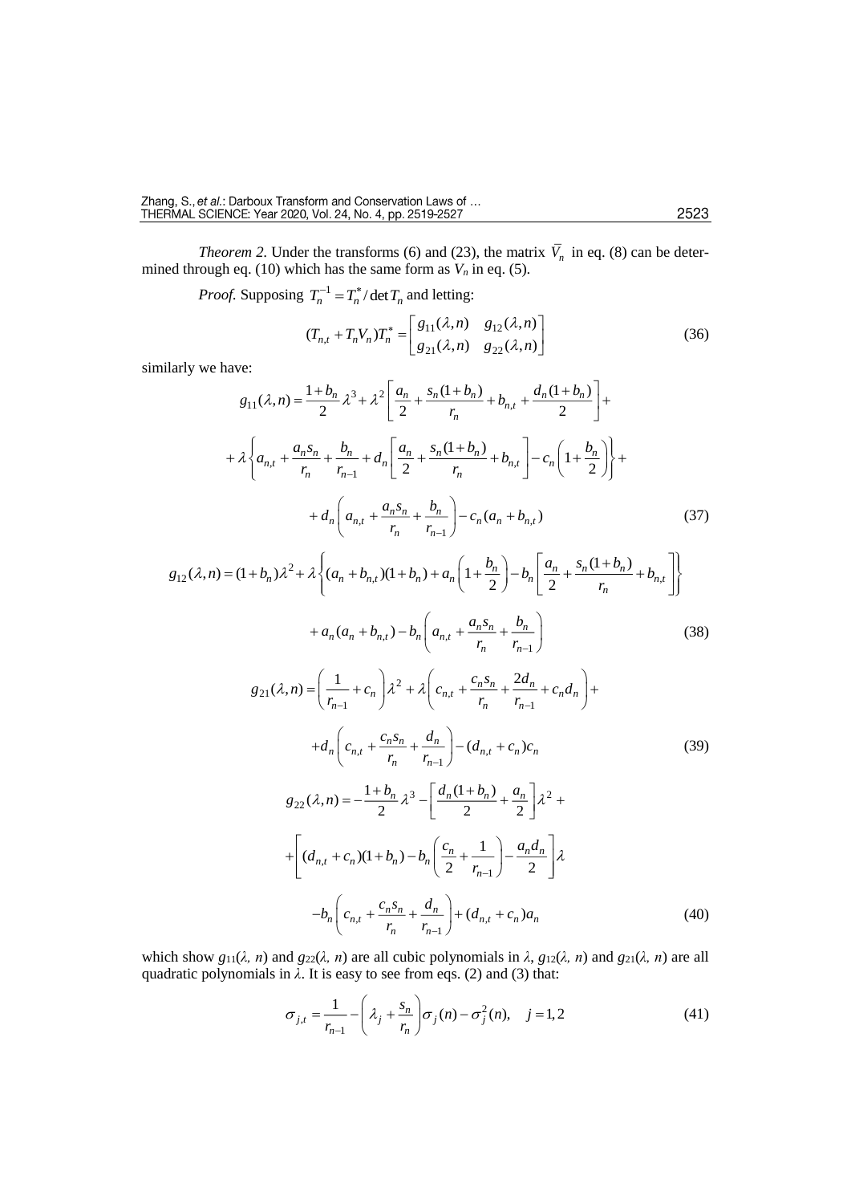*Theorem 2.* Under the transforms (6) and (23), the matrix $\bar{V}_n$ in eq. (8) can be determined through eq. (10) which has the same form as $V_n$ in eq. (5).

*Proof.* Supposing $T_n^{-1} = T_n^* / \det T_n$ and letting:

$$(T_{n,t} + T_n V_n) T_n^* = \begin{bmatrix} g_{11}(\lambda, n) & g_{12}(\lambda, n) \\ g_{21}(\lambda, n) & g_{22}(\lambda, n) \end{bmatrix} \tag{36}$$

similarly we have:

$$g_{11}(\lambda, n) = \frac{1+b_n}{2}\lambda^3 + \lambda^2 \left[ \frac{a_n}{2} + \frac{s_n(1+b_n)}{r_n} + b_{n,t} + \frac{d_n(1+b_n)}{2} \right] +$$
$$+ \lambda \left\{ a_{n,t} + \frac{a_n s_n}{r_n} + \frac{b_n}{r_{n-1}} + d_n \left[ \frac{a_n}{2} + \frac{s_n(1+b_n)}{r_n} + b_{n,t} \right] - c_n \left( 1 + \frac{b_n}{2} \right) \right\} +$$
$$+ d_n \left( a_{n,t} + \frac{a_n s_n}{r_n} + \frac{b_n}{r_{n-1}} \right) - c_n (a_n + b_{n,t}) \tag{37}$$

$$g_{12}(\lambda, n) = (1+b_n)\lambda^2 + \lambda \left\{ (a_n + b_{n,t})(1+b_n) + a_n \left( 1 + \frac{b_n}{2} \right) - b_n \left[ \frac{a_n}{2} + \frac{s_n(1+b_n)}{r_n} + b_{n,t} \right] \right\}$$
$$+ a_n (a_n + b_{n,t}) - b_n \left( a_{n,t} + \frac{a_n s_n}{r_n} + \frac{b_n}{r_{n-1}} \right) \tag{38}$$

$$g_{21}(\lambda, n) = \left( \frac{1}{r_{n-1}} + c_n \right) \lambda^2 + \lambda \left( c_{n,t} + \frac{c_n s_n}{r_n} + \frac{2 d_n}{r_{n-1}} + c_n d_n \right) +$$
$$+ d_n \left( c_{n,t} + \frac{c_n s_n}{r_n} + \frac{d_n}{r_{n-1}} \right) - (d_{n,t} + c_n) c_n \tag{39}$$

$$g_{22}(\lambda, n) = -\frac{1+b_n}{2}\lambda^3 - \left[ \frac{d_n(1+b_n)}{2} + \frac{a_n}{2} \right] \lambda^2 +$$
$$+ \left[ (d_{n,t} + c_n)(1+b_n) - b_n \left( \frac{c_n}{2} + \frac{1}{r_{n-1}} \right) - \frac{a_n d_n}{2} \right] \lambda$$
$$- b_n \left( c_{n,t} + \frac{c_n s_n}{r_n} + \frac{d_n}{r_{n-1}} \right) + (d_{n,t} + c_n) a_n \tag{40}$$

which show $g_{11}(\lambda, n)$ and $g_{22}(\lambda, n)$ are all cubic polynomials in $\lambda$, $g_{12}(\lambda, n)$ and $g_{21}(\lambda, n)$ are all quadratic polynomials in $\lambda$. It is easy to see from eqs. (2) and (3) that:

$$\sigma_{j,t} = \frac{1}{r_{n-1}} - \left( \lambda_j + \frac{s_n}{r_n} \right) \sigma_j(n) - \sigma_j^2(n), \quad j = 1, 2 \tag{41}$$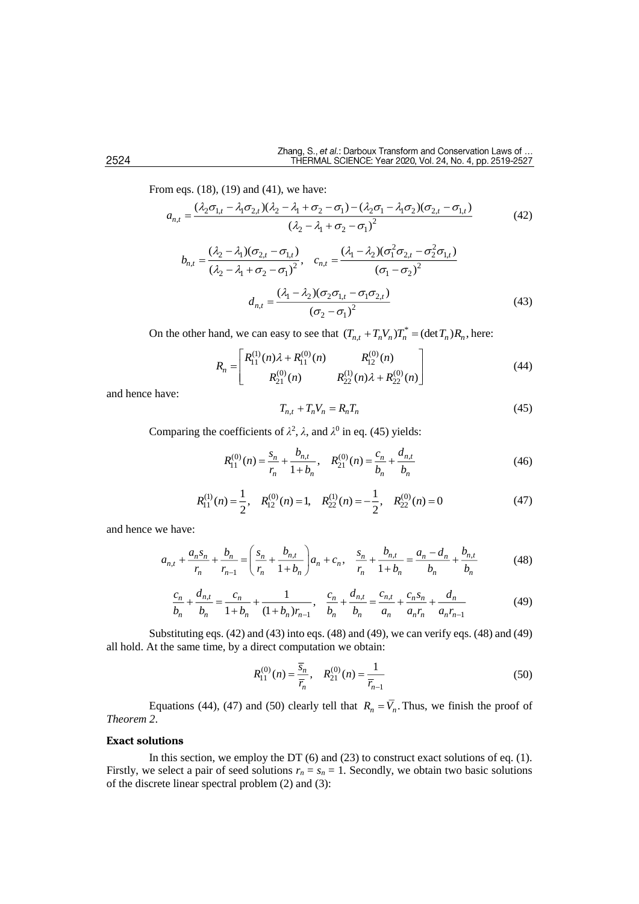From eqs. (18), (19) and (41), we have:

$$a_{n,t}=\frac{(\lambda_2\sigma_{1,t}-\lambda_1\sigma_{2,t})(\lambda_2-\lambda_1+\sigma_2-\sigma_1)-(\lambda_2\sigma_1-\lambda_1\sigma_2)(\sigma_{2,t}-\sigma_{1,t})}{(\lambda_2-\lambda_1+\sigma_2-\sigma_1)^2} \tag{42}$$

$$b_{n,t}=\frac{(\lambda_2-\lambda_1)(\sigma_{2,t}-\sigma_{1,t})}{(\lambda_2-\lambda_1+\sigma_2-\sigma_1)^2},\quad c_{n,t}=\frac{(\lambda_1-\lambda_2)(\sigma_1^2\sigma_{2,t}-\sigma_2^2\sigma_{1,t})}{(\sigma_1-\sigma_2)^2}$$

$$d_{n,t}=\frac{(\lambda_1-\lambda_2)(\sigma_2\sigma_{1,t}-\sigma_1\sigma_{2,t})}{(\sigma_2-\sigma_1)^2} \tag{43}$$

On the other hand, we can easy to see that $(T_{n,t}+T_nV_n)T_n^*=(\det T_n)R_n$, here:

$$R_n=\begin{bmatrix} R_{11}^{(1)}(n)\lambda+R_{11}^{(0)}(n) & R_{12}^{(0)}(n) \\ R_{21}^{(0)}(n) & R_{22}^{(1)}(n)\lambda+R_{22}^{(0)}(n)\end{bmatrix} \tag{44}$$

and hence have:

$$T_{n,t}+T_nV_n=R_nT_n \tag{45}$$

Comparing the coefficients of $\lambda^2$, $\lambda$, and $\lambda^0$ in eq. (45) yields:

$$R_{11}^{(0)}(n)=\frac{s_n}{r_n}+\frac{b_{n,t}}{1+b_n},\quad R_{21}^{(0)}(n)=\frac{c_n}{b_n}+\frac{d_{n,t}}{b_n} \tag{46}$$

$$R_{11}^{(1)}(n)=\frac{1}{2},\quad R_{12}^{(0)}(n)=1,\quad R_{22}^{(1)}(n)=-\frac{1}{2},\quad R_{22}^{(0)}(n)=0 \tag{47}$$

and hence we have:

$$a_{n,t}+\frac{a_ns_n}{r_n}+\frac{b_n}{r_{n-1}}=\left(\frac{s_n}{r_n}+\frac{b_{n,t}}{1+b_n}\right)a_n+c_n,\quad \frac{s_n}{r_n}+\frac{b_{n,t}}{1+b_n}=\frac{a_n-d_n}{b_n}+\frac{b_{n,t}}{b_n} \tag{48}$$

$$\frac{c_n}{b_n}+\frac{d_{n,t}}{b_n}=\frac{c_n}{1+b_n}+\frac{1}{(1+b_n)r_{n-1}},\quad \frac{c_n}{b_n}+\frac{d_{n,t}}{b_n}=\frac{c_{n,t}}{a_n}+\frac{c_ns_n}{a_nr_n}+\frac{d_n}{a_nr_{n-1}} \tag{49}$$

Substituting eqs. (42) and (43) into eqs. (48) and (49), we can verify eqs. (48) and (49) all hold. At the same time, by a direct computation we obtain:

$$R_{11}^{(0)}(n)=\frac{\overline{s}_n}{\overline{r}_n},\quad R_{21}^{(0)}(n)=\frac{1}{\overline{r}_{n-1}} \tag{50}$$

Equations (44), (47) and (50) clearly tell that $R_n=\overline{V}_n$. Thus, we finish the proof of *Theorem 2*.

## Exact solutions

In this section, we employ the DT (6) and (23) to construct exact solutions of eq. (1). Firstly, we select a pair of seed solutions $r_n = s_n = 1$. Secondly, we obtain two basic solutions of the discrete linear spectral problem (2) and (3):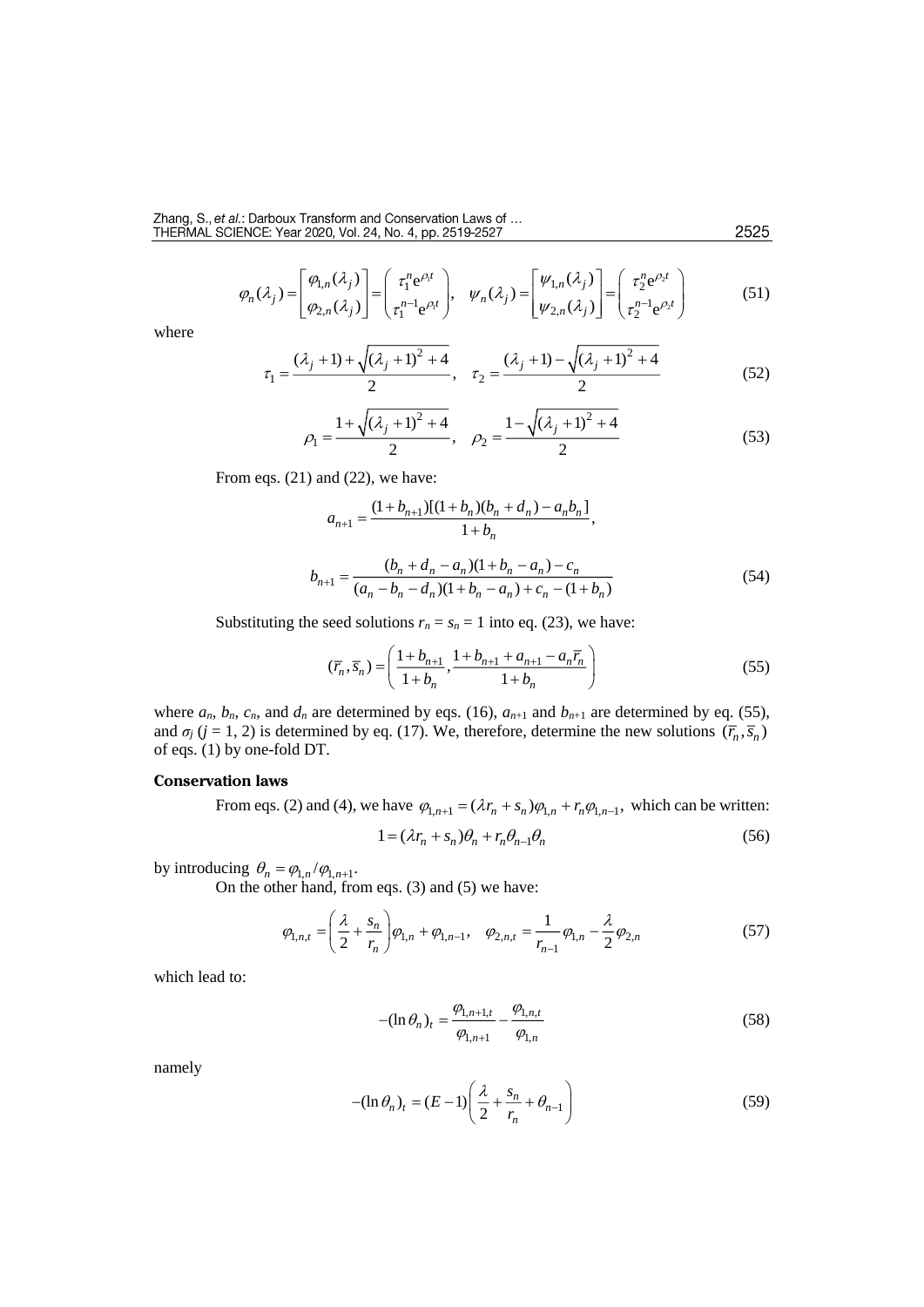$$\varphi_n(\lambda_j) = \begin{bmatrix} \varphi_{1,n}(\lambda_j) \\ \varphi_{2,n}(\lambda_j) \end{bmatrix} = \begin{pmatrix} \tau_1^n \mathrm{e}^{\rho_1 t} \\ \tau_1^{n-1} \mathrm{e}^{\rho_1 t} \end{pmatrix}, \quad \psi_n(\lambda_j) = \begin{bmatrix} \psi_{1,n}(\lambda_j) \\ \psi_{2,n}(\lambda_j) \end{bmatrix} = \begin{pmatrix} \tau_2^n \mathrm{e}^{\rho_2 t} \\ \tau_2^{n-1} \mathrm{e}^{\rho_2 t} \end{pmatrix} \tag{51}$$

where

$$\tau_1 = \frac{(\lambda_j + 1) + \sqrt{(\lambda_j + 1)^2 + 4}}{2}, \quad \tau_2 = \frac{(\lambda_j + 1) - \sqrt{(\lambda_j + 1)^2 + 4}}{2} \tag{52}$$

$$\rho_1 = \frac{1 + \sqrt{(\lambda_j + 1)^2 + 4}}{2}, \quad \rho_2 = \frac{1 - \sqrt{(\lambda_j + 1)^2 + 4}}{2} \tag{53}$$

From eqs. (21) and (22), we have:

$$a_{n+1} = \frac{(1 + b_{n+1})[(1 + b_n)(b_n + d_n) - a_n b_n]}{1 + b_n},$$

$$b_{n+1} = \frac{(b_n + d_n - a_n)(1 + b_n - a_n) - c_n}{(a_n - b_n - d_n)(1 + b_n - a_n) + c_n - (1 + b_n)} \tag{54}$$

Substituting the seed solutions $r_n = s_n = 1$ into eq. (23), we have:

$$(\bar{r}_n, \bar{s}_n) = \left( \frac{1 + b_{n+1}}{1 + b_n}, \frac{1 + b_{n+1} + a_{n+1} - a_n \bar{r}_n}{1 + b_n} \right) \tag{55}$$

where $a_n$, $b_n$, $c_n$, and $d_n$ are determined by eqs. (16), $a_{n+1}$ and $b_{n+1}$ are determined by eq. (55), and $\sigma_j$ ($j = 1, 2$) is determined by eq. (17). We, therefore, determine the new solutions $(\bar{r}_n, \bar{s}_n)$ of eqs. (1) by one-fold DT.

### Conservation laws

From eqs. (2) and (4), we have $\varphi_{1,n+1} = (\lambda r_n + s_n)\varphi_{1,n} + r_n \varphi_{1,n-1}$, which can be written:

$$1 = (\lambda r_n + s_n)\theta_n + r_n \theta_{n-1}\theta_n \tag{56}$$

by introducing $\theta_n = \varphi_{1,n}/\varphi_{1,n+1}$.

On the other hand, from eqs. (3) and (5) we have:

$$\varphi_{1,n,t} = \left( \frac{\lambda}{2} + \frac{s_n}{r_n} \right) \varphi_{1,n} + \varphi_{1,n-1}, \quad \varphi_{2,n,t} = \frac{1}{r_{n-1}} \varphi_{1,n} - \frac{\lambda}{2} \varphi_{2,n} \tag{57}$$

which lead to:

$$-(\ln \theta_n)_t = \frac{\varphi_{1,n+1,t}}{\varphi_{1,n+1}} - \frac{\varphi_{1,n,t}}{\varphi_{1,n}} \tag{58}$$

namely

$$-(\ln \theta_n)_t = (E - 1) \left( \frac{\lambda}{2} + \frac{s_n}{r_n} + \theta_{n-1} \right) \tag{59}$$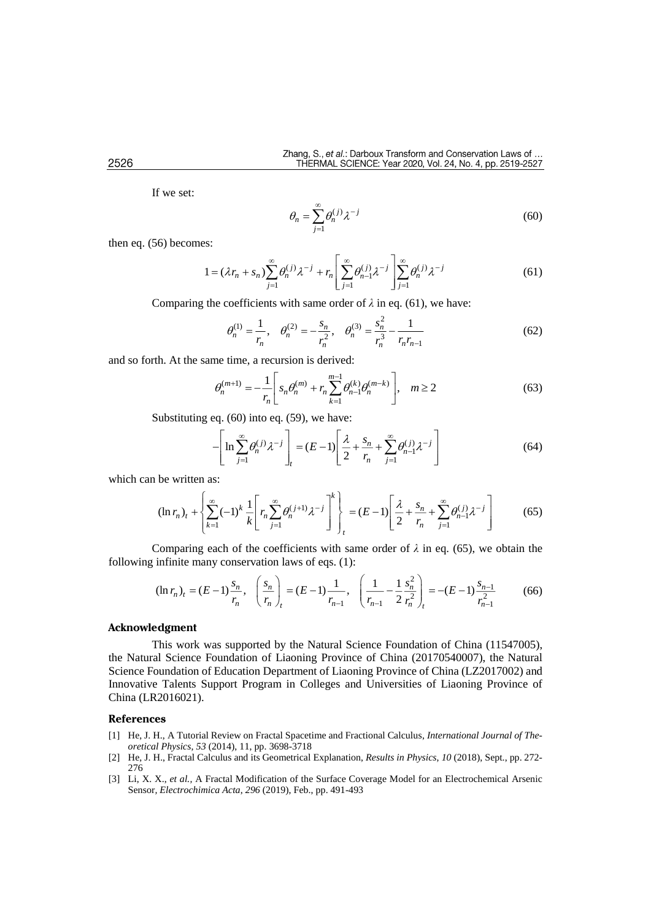If we set:

$$\theta_n = \sum_{j=1}^{\infty} \theta_n^{(j)} \lambda^{-j} \tag{60}$$

then eq. (56) becomes:

$$1 = (\lambda r_n + s_n) \sum_{j=1}^{\infty} \theta_n^{(j)} \lambda^{-j} + r_n \left[ \sum_{j=1}^{\infty} \theta_{n-1}^{(j)} \lambda^{-j} \right] \sum_{j=1}^{\infty} \theta_n^{(j)} \lambda^{-j} \tag{61}$$

Comparing the coefficients with same order of $\lambda$ in eq. (61), we have:

$$\theta_n^{(1)} = \frac{1}{r_n}, \quad \theta_n^{(2)} = -\frac{s_n}{r_n^2}, \quad \theta_n^{(3)} = \frac{s_n^2}{r_n^3} - \frac{1}{r_n r_{n-1}} \tag{62}$$

and so forth. At the same time, a recursion is derived:

$$\theta_n^{(m+1)} = -\frac{1}{r_n} \left[ s_n \theta_n^{(m)} + r_n \sum_{k=1}^{m-1} \theta_{n-1}^{(k)} \theta_n^{(m-k)} \right], \quad m \geq 2 \tag{63}$$

Substituting eq. (60) into eq. (59), we have:

$$-\left[ \ln \sum_{j=1}^{\infty} \theta_n^{(j)} \lambda^{-j} \right]_t = (E-1) \left[ \frac{\lambda}{2} + \frac{s_n}{r_n} + \sum_{j=1}^{\infty} \theta_{n-1}^{(j)} \lambda^{-j} \right] \tag{64}$$

which can be written as:

$$(\ln r_n)_t + \left\{ \sum_{k=1}^{\infty} (-1)^k \frac{1}{k} \left[ r_n \sum_{j=1}^{\infty} \theta_n^{(j+1)} \lambda^{-j} \right]^k \right\}_t = (E-1) \left[ \frac{\lambda}{2} + \frac{s_n}{r_n} + \sum_{j=1}^{\infty} \theta_{n-1}^{(j)} \lambda^{-j} \right] \tag{65}$$

Comparing each of the coefficients with same order of $\lambda$ in eq. (65), we obtain the following infinite many conservation laws of eqs. (1):

$$(\ln r_n)_t = (E-1) \frac{s_n}{r_n}, \quad \left( \frac{s_n}{r_n} \right)_t = (E-1) \frac{1}{r_{n-1}}, \quad \left( \frac{1}{r_{n-1}} - \frac{1}{2} \frac{s_n^2}{r_n^2} \right)_t = -(E-1) \frac{s_{n-1}}{r_{n-1}^2} \tag{66}$$

## Acknowledgment

This work was supported by the Natural Science Foundation of China (11547005), the Natural Science Foundation of Liaoning Province of China (20170540007), the Natural Science Foundation of Education Department of Liaoning Province of China (LZ2017002) and Innovative Talents Support Program in Colleges and Universities of Liaoning Province of China (LR2016021).

## References

- [1] He, J. H., A Tutorial Review on Fractal Spacetime and Fractional Calculus, *International Journal of Theoretical Physics*, *53* (2014), 11, pp. 3698-3718
- [2] He, J. H., Fractal Calculus and its Geometrical Explanation, *Results in Physics*, *10* (2018), Sept., pp. 272-276
- [3] Li, X. X., *et al.*, A Fractal Modification of the Surface Coverage Model for an Electrochemical Arsenic Sensor, *Electrochimica Acta*, *296* (2019), Feb., pp. 491-493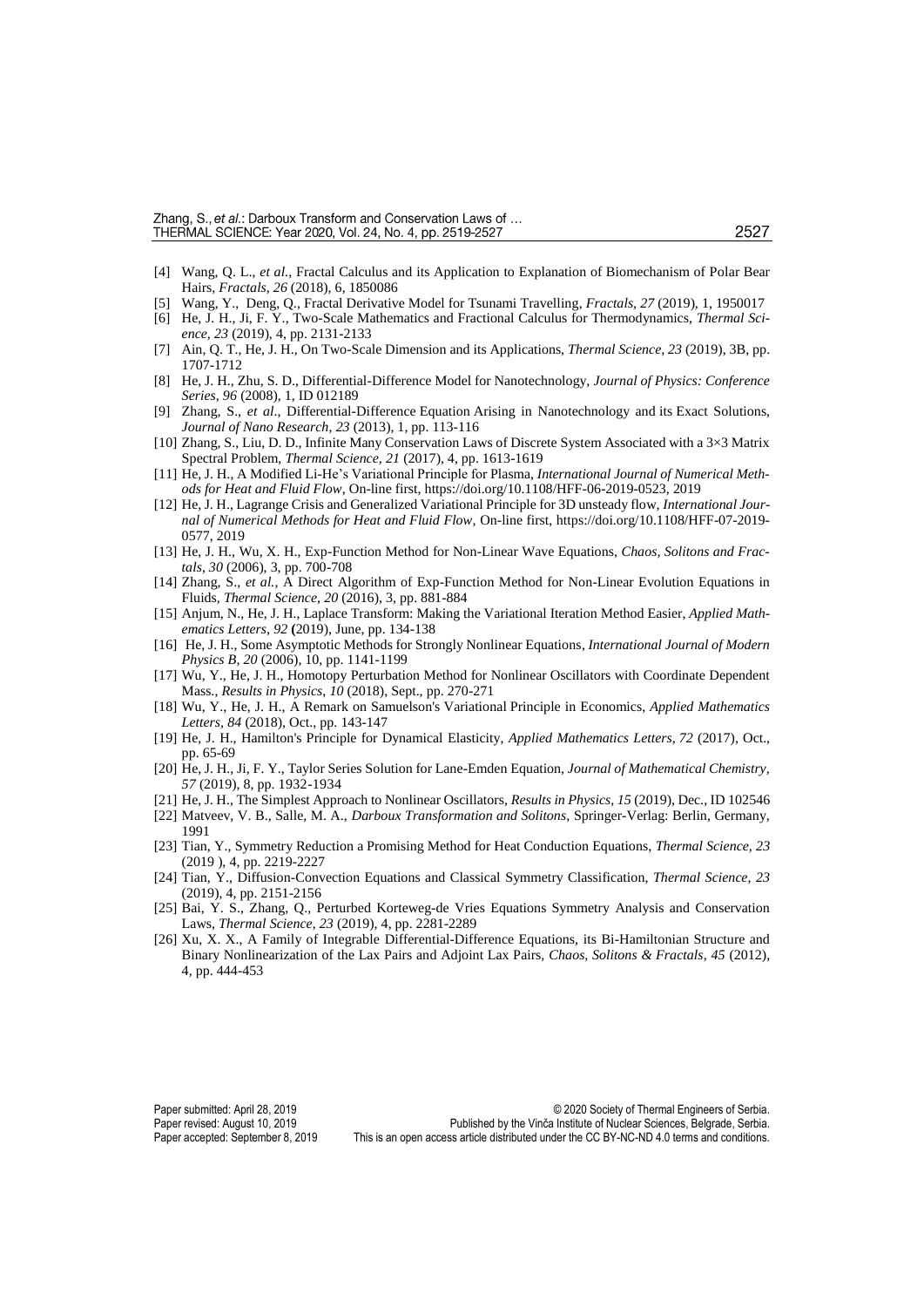[4] Wang, Q. L., *et al.*, Fractal Calculus and its Application to Explanation of Biomechanism of Polar Bear Hairs, *Fractals*, *26* (2018), 6, 1850086

[5] Wang, Y., Deng, Q., Fractal Derivative Model for Tsunami Travelling, *Fractals*, *27* (2019), 1, 1950017

[6] He, J. H., Ji, F. Y., Two-Scale Mathematics and Fractional Calculus for Thermodynamics, *Thermal Science*, *23* (2019), 4, pp. 2131-2133

[7] Ain, Q. T., He, J. H., On Two-Scale Dimension and its Applications, *Thermal Science*, *23* (2019), 3B, pp. 1707-1712

[8] He, J. H., Zhu, S. D., Differential-Difference Model for Nanotechnology, *Journal of Physics: Conference Series*, *96* (2008), 1, ID 012189

[9] Zhang, S., *et al*., Differential-Difference Equation Arising in Nanotechnology and its Exact Solutions, *Journal of Nano Research*, *23* (2013), 1, pp. 113-116

[10] Zhang, S., Liu, D. D., Infinite Many Conservation Laws of Discrete System Associated with a 3×3 Matrix Spectral Problem, *Thermal Science*, *21* (2017), 4, pp. 1613-1619

[11] He, J. H., A Modified Li-He's Variational Principle for Plasma, *International Journal of Numerical Methods for Heat and Fluid Flow*, On-line first, https://doi.org/10.1108/HFF-06-2019-0523, 2019

[12] He, J. H., Lagrange Crisis and Generalized Variational Principle for 3D unsteady flow, *International Journal of Numerical Methods for Heat and Fluid Flow*, On-line first, https://doi.org/10.1108/HFF-07-2019-0577, 2019

[13] He, J. H., Wu, X. H., Exp-Function Method for Non-Linear Wave Equations, *Chaos, Solitons and Fractals*, *30* (2006), 3, pp. 700-708

[14] Zhang, S., *et al.*, A Direct Algorithm of Exp-Function Method for Non-Linear Evolution Equations in Fluids, *Thermal Science*, *20* (2016), 3, pp. 881-884

[15] Anjum, N., He, J. H., Laplace Transform: Making the Variational Iteration Method Easier, *Applied Mathematics Letters*, *92* (2019), June, pp. 134-138

[16] He, J. H., Some Asymptotic Methods for Strongly Nonlinear Equations, *International Journal of Modern Physics B*, *20* (2006), 10, pp. 1141-1199

[17] Wu, Y., He, J. H., Homotopy Perturbation Method for Nonlinear Oscillators with Coordinate Dependent Mass., *Results in Physics*, *10* (2018), Sept., pp. 270-271

[18] Wu, Y., He, J. H., A Remark on Samuelson's Variational Principle in Economics, *Applied Mathematics Letters*, *84* (2018), Oct., pp. 143-147

[19] He, J. H., Hamilton's Principle for Dynamical Elasticity, *Applied Mathematics Letters*, *72* (2017), Oct., pp. 65-69

[20] He, J. H., Ji, F. Y., Taylor Series Solution for Lane-Emden Equation, *Journal of Mathematical Chemistry*, *57* (2019), 8, pp. 1932-1934

[21] He, J. H., The Simplest Approach to Nonlinear Oscillators, *Results in Physics*, *15* (2019), Dec., ID 102546

[22] Matveev, V. B., Salle, M. A., *Darboux Transformation and Solitons*, Springer-Verlag: Berlin, Germany, 1991

[23] Tian, Y., Symmetry Reduction a Promising Method for Heat Conduction Equations, *Thermal Science*, *23* (2019 ), 4, pp. 2219-2227

[24] Tian, Y., Diffusion-Convection Equations and Classical Symmetry Classification, *Thermal Science*, *23* (2019), 4, pp. 2151-2156

[25] Bai, Y. S., Zhang, Q., Perturbed Korteweg-de Vries Equations Symmetry Analysis and Conservation Laws, *Thermal Science*, *23* (2019), 4, pp. 2281-2289

[26] Xu, X. X., A Family of Integrable Differential-Difference Equations, its Bi-Hamiltonian Structure and Binary Nonlinearization of the Lax Pairs and Adjoint Lax Pairs, *Chaos, Solitons & Fractals*, *45* (2012), 4, pp. 444-453

Paper submitted: April 28, 2019
Paper revised: August 10, 2019
Paper accepted: September 8, 2019

© 2020 Society of Thermal Engineers of Serbia.
Published by the Vinča Institute of Nuclear Sciences, Belgrade, Serbia.
This is an open access article distributed under the CC BY-NC-ND 4.0 terms and conditions.